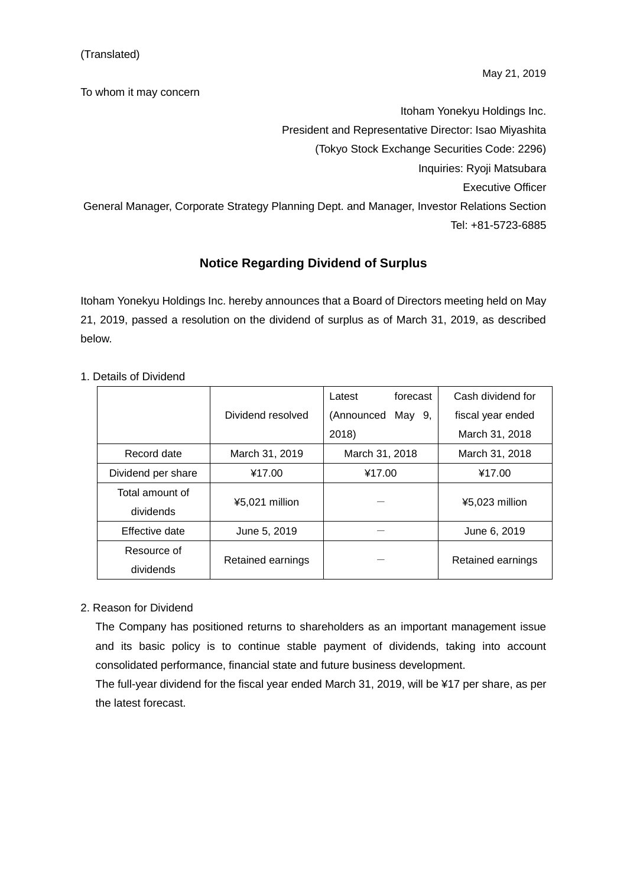(Translated)

May 21, 2019

To whom it may concern

Itoham Yonekyu Holdings Inc.
President and Representative Director: Isao Miyashita
(Tokyo Stock Exchange Securities Code: 2296)
Inquiries: Ryoji Matsubara
Executive Officer
General Manager, Corporate Strategy Planning Dept. and Manager, Investor Relations Section
Tel: +81-5723-6885

# Notice Regarding Dividend of Surplus

Itoham Yonekyu Holdings Inc. hereby announces that a Board of Directors meeting held on May 21, 2019, passed a resolution on the dividend of surplus as of March 31, 2019, as described below.

1. Details of Dividend

| | Dividend resolved | Latest forecast (Announced May 9, 2018) | Cash dividend for fiscal year ended March 31, 2018 |
|---|---|---|---|
| Record date | March 31, 2019 | March 31, 2018 | March 31, 2018 |
| Dividend per share | ¥17.00 | ¥17.00 | ¥17.00 |
| Total amount of dividends | ¥5,021 million | － | ¥5,023 million |
| Effective date | June 5, 2019 | － | June 6, 2019 |
| Resource of dividends | Retained earnings | － | Retained earnings |

2. Reason for Dividend

The Company has positioned returns to shareholders as an important management issue and its basic policy is to continue stable payment of dividends, taking into account consolidated performance, financial state and future business development.

The full-year dividend for the fiscal year ended March 31, 2019, will be ¥17 per share, as per the latest forecast.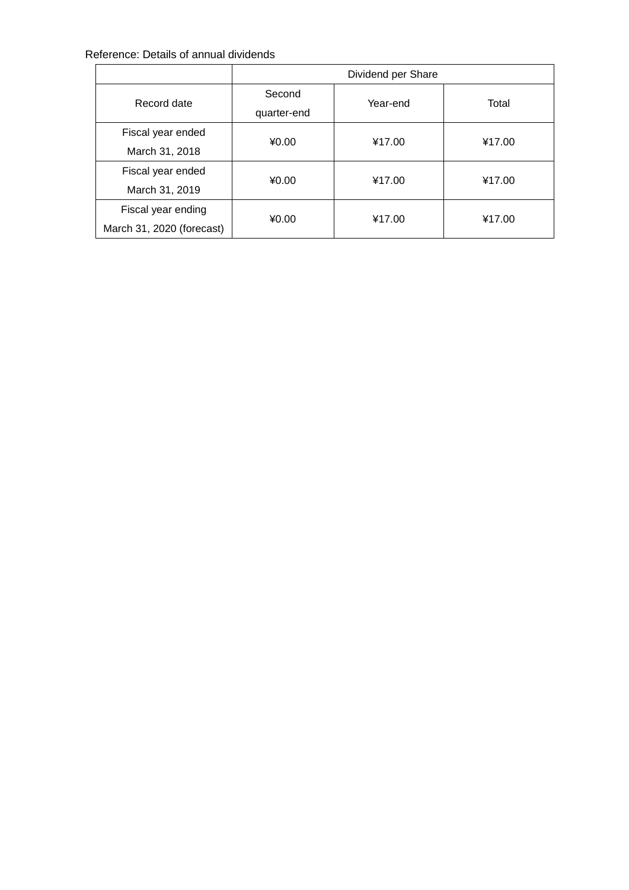Reference: Details of annual dividends

| | Dividend per Share | | |
|---|---|---|---|
| Record date | Second quarter-end | Year-end | Total |
| Fiscal year ended March 31, 2018 | ¥0.00 | ¥17.00 | ¥17.00 |
| Fiscal year ended March 31, 2019 | ¥0.00 | ¥17.00 | ¥17.00 |
| Fiscal year ending March 31, 2020 (forecast) | ¥0.00 | ¥17.00 | ¥17.00 |